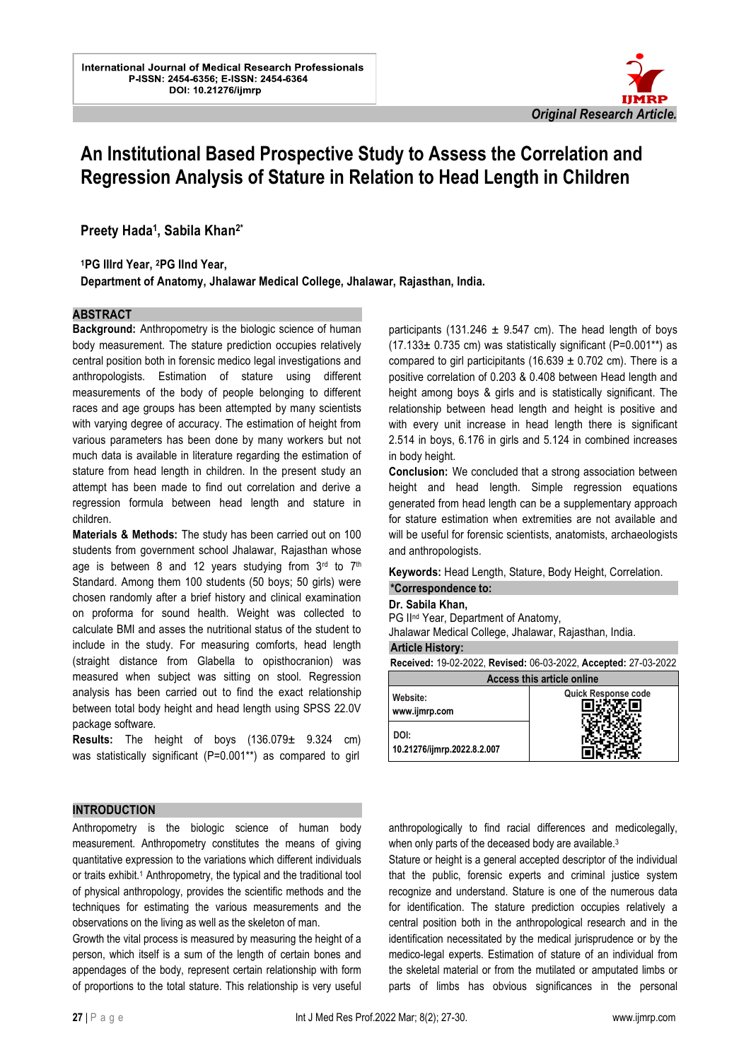International Journal of Medical Research Professionals
P-ISSN: 2454-6356; E-ISSN: 2454-6364
DOI: 10.21276/ijmrp

*Original Research Article.*

# An Institutional Based Prospective Study to Assess the Correlation and Regression Analysis of Stature in Relation to Head Length in Children

**Preety Hada[1], Sabila Khan[2*]**

**[1]PG IIIrd Year, [2]PG IInd Year,**
**Department of Anatomy, Jhalawar Medical College, Jhalawar, Rajasthan, India.**

## ABSTRACT

**Background:** Anthropometry is the biologic science of human body measurement. The stature prediction occupies relatively central position both in forensic medico legal investigations and anthropologists. Estimation of stature using different measurements of the body of people belonging to different races and age groups has been attempted by many scientists with varying degree of accuracy. The estimation of height from various parameters has been done by many workers but not much data is available in literature regarding the estimation of stature from head length in children. In the present study an attempt has been made to find out correlation and derive a regression formula between head length and stature in children.

**Materials & Methods:** The study has been carried out on 100 students from government school Jhalawar, Rajasthan whose age is between 8 and 12 years studying from 3rd to 7th Standard. Among them 100 students (50 boys; 50 girls) were chosen randomly after a brief history and clinical examination on proforma for sound health. Weight was collected to calculate BMI and asses the nutritional status of the student to include in the study. For measuring comforts, head length (straight distance from Glabella to opisthocranion) was measured when subject was sitting on stool. Regression analysis has been carried out to find the exact relationship between total body height and head length using SPSS 22.0V package software.

**Results:** The height of boys (136.079± 9.324 cm) was statistically significant (P=0.001**) as compared to girl participants (131.246 ± 9.547 cm). The head length of boys (17.133± 0.735 cm) was statistically significant (P=0.001**) as compared to girl participants (16.639 ± 0.702 cm). There is a positive correlation of 0.203 & 0.408 between Head length and height among boys & girls and is statistically significant. The relationship between head length and height is positive and with every unit increase in head length there is significant 2.514 in boys, 6.176 in girls and 5.124 in combined increases in body height.

**Conclusion:** We concluded that a strong association between height and head length. Simple regression equations generated from head length can be a supplementary approach for stature estimation when extremities are not available and will be useful for forensic scientists, anatomists, archaeologists and anthropologists.

**Keywords:** Head Length, Stature, Body Height, Correlation.

**\*Correspondence to:**
**Dr. Sabila Khan,**
PG IInd Year, Department of Anatomy,
Jhalawar Medical College, Jhalawar, Rajasthan, India.

**Article History:**
**Received:** 19-02-2022, **Revised:** 06-03-2022, **Accepted:** 27-03-2022

| Access this article online | |
|---|---|
| **Website:** www.ijmrp.com | Quick Response code |
| **DOI:** 10.21276/ijmrp.2022.8.2.007 | |

## INTRODUCTION

Anthropometry is the biologic science of human body measurement. Anthropometry constitutes the means of giving quantitative expression to the variations which different individuals or traits exhibit.[1] Anthropometry, the typical and the traditional tool of physical anthropology, provides the scientific methods and the techniques for estimating the various measurements and the observations on the living as well as the skeleton of man.

Growth the vital process is measured by measuring the height of a person, which itself is a sum of the length of certain bones and appendages of the body, represent certain relationship with form of proportions to the total stature. This relationship is very useful anthropologically to find racial differences and medicolegally, when only parts of the deceased body are available.[3]

Stature or height is a general accepted descriptor of the individual that the public, forensic experts and criminal justice system recognize and understand. Stature is one of the numerous data for identification. The stature prediction occupies relatively a central position both in the anthropological research and in the identification necessitated by the medical jurisprudence or by the medico-legal experts. Estimation of stature of an individual from the skeletal material or from the mutilated or amputated limbs or parts of limbs has obvious significances in the personal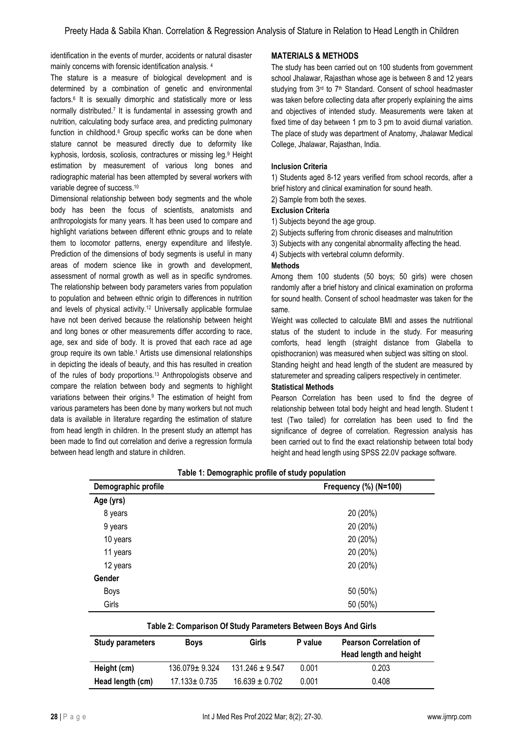identification in the events of murder, accidents or natural disaster mainly concerns with forensic identification analysis. [4]

The stature is a measure of biological development and is determined by a combination of genetic and environmental factors.[6] It is sexually dimorphic and statistically more or less normally distributed.[7] It is fundamental in assessing growth and nutrition, calculating body surface area, and predicting pulmonary function in childhood.[8] Group specific works can be done when stature cannot be measured directly due to deformity like kyphosis, lordosis, scoliosis, contractures or missing leg.[9] Height estimation by measurement of various long bones and radiographic material has been attempted by several workers with variable degree of success.[10]

Dimensional relationship between body segments and the whole body has been the focus of scientists, anatomists and anthropologists for many years. It has been used to compare and highlight variations between different ethnic groups and to relate them to locomotor patterns, energy expenditure and lifestyle. Prediction of the dimensions of body segments is useful in many areas of modern science like in growth and development, assessment of normal growth as well as in specific syndromes. The relationship between body parameters varies from population to population and between ethnic origin to differences in nutrition and levels of physical activity.[12] Universally applicable formulae have not been derived because the relationship between height and long bones or other measurements differ according to race, age, sex and side of body. It is proved that each race ad age group require its own table.[1] Artists use dimensional relationships in depicting the ideals of beauty, and this has resulted in creation of the rules of body proportions.[13] Anthropologists observe and compare the relation between body and segments to highlight variations between their origins.[9] The estimation of height from various parameters has been done by many workers but not much data is available in literature regarding the estimation of stature from head length in children. In the present study an attempt has been made to find out correlation and derive a regression formula between head length and stature in children.

## MATERIALS & METHODS

The study has been carried out on 100 students from government school Jhalawar, Rajasthan whose age is between 8 and 12 years studying from 3rd to 7th Standard. Consent of school headmaster was taken before collecting data after properly explaining the aims and objectives of intended study. Measurements were taken at fixed time of day between 1 pm to 3 pm to avoid diurnal variation. The place of study was department of Anatomy, Jhalawar Medical College, Jhalawar, Rajasthan, India.

### Inclusion Criteria

1) Students aged 8-12 years verified from school records, after a brief history and clinical examination for sound heath.
2) Sample from both the sexes.

### Exclusion Criteria

1) Subjects beyond the age group.
2) Subjects suffering from chronic diseases and malnutrition
3) Subjects with any congenital abnormality affecting the head.
4) Subjects with vertebral column deformity.

### Methods

Among them 100 students (50 boys; 50 girls) were chosen randomly after a brief history and clinical examination on proforma for sound health. Consent of school headmaster was taken for the same.

Weight was collected to calculate BMI and asses the nutritional status of the student to include in the study. For measuring comforts, head length (straight distance from Glabella to opisthocranion) was measured when subject was sitting on stool. Standing height and head length of the student are measured by staturemeter and spreading calipers respectively in centimeter.

### Statistical Methods

Pearson Correlation has been used to find the degree of relationship between total body height and head length. Student t test (Two tailed) for correlation has been used to find the significance of degree of correlation. Regression analysis has been carried out to find the exact relationship between total body height and head length using SPSS 22.0V package software.

**Table 1: Demographic profile of study population**

| Demographic profile | Frequency (%) (N=100) |
|---|---|
| **Age (yrs)** | |
| 8 years | 20 (20%) |
| 9 years | 20 (20%) |
| 10 years | 20 (20%) |
| 11 years | 20 (20%) |
| 12 years | 20 (20%) |
| **Gender** | |
| Boys | 50 (50%) |
| Girls | 50 (50%) |

**Table 2: Comparison Of Study Parameters Between Boys And Girls**

| Study parameters | Boys | Girls | P value | Pearson Correlation of Head length and height |
|---|---|---|---|---|
| **Height (cm)** | 136.079± 9.324 | 131.246 ± 9.547 | 0.001 | 0.203 |
| **Head length (cm)** | 17.133± 0.735 | 16.639 ± 0.702 | 0.001 | 0.408 |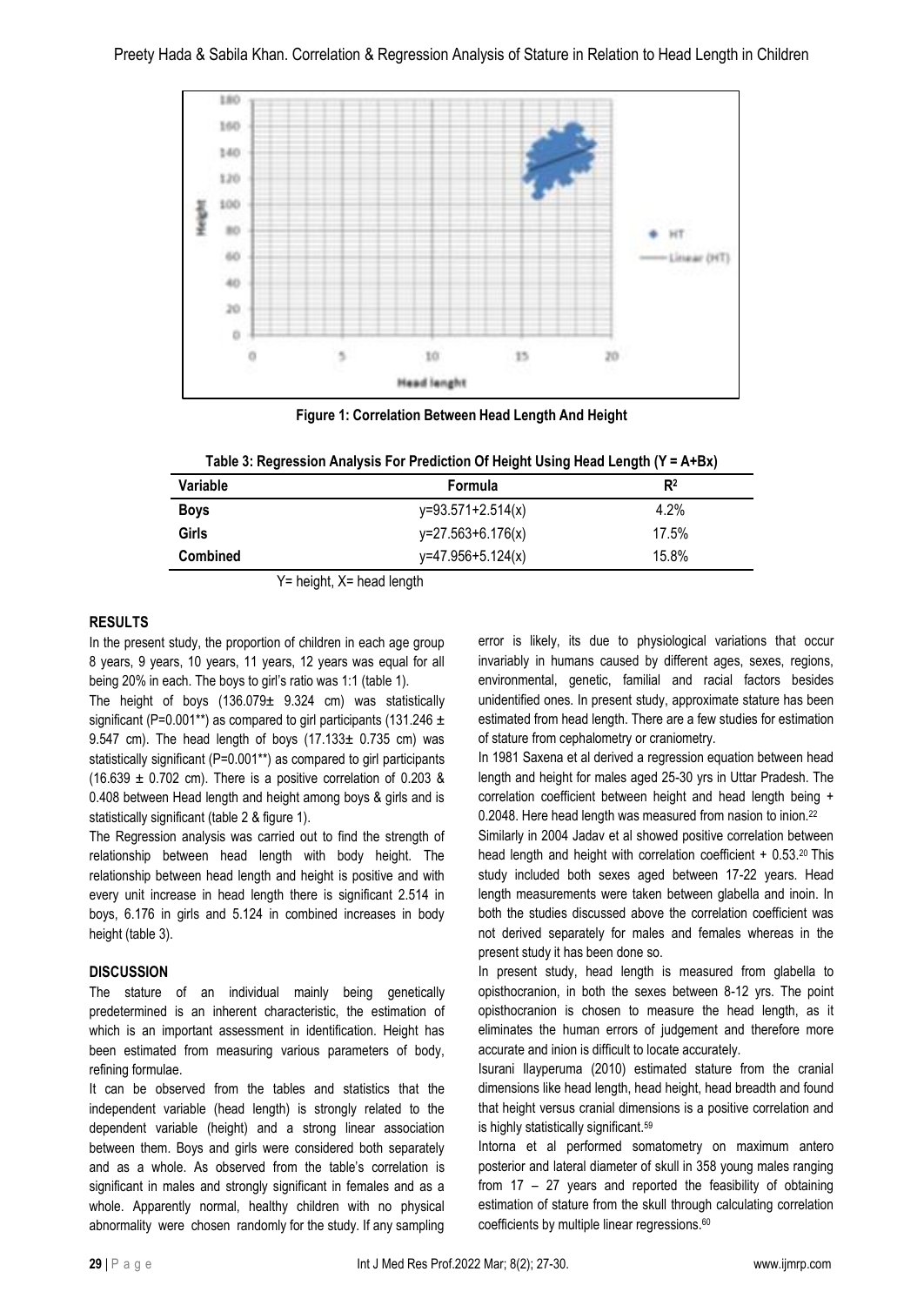Figure 1: Correlation Between Head Length And Height

**Table 3: Regression Analysis For Prediction Of Height Using Head Length (Y = A+Bx)**

| Variable | Formula | $R^2$ |
|---|---|---|
| **Boys** | y=93.571+2.514(x) | 4.2% |
| **Girls** | y=27.563+6.176(x) | 17.5% |
| **Combined** | y=47.956+5.124(x) | 15.8% |

Y= height, X= head length

## RESULTS

In the present study, the proportion of children in each age group 8 years, 9 years, 10 years, 11 years, 12 years was equal for all being 20% in each. The boys to girl's ratio was 1:1 (table 1).

The height of boys (136.079± 9.324 cm) was statistically significant (P=0.001**) as compared to girl participants (131.246 ± 9.547 cm). The head length of boys (17.133± 0.735 cm) was statistically significant (P=0.001**) as compared to girl participants (16.639 ± 0.702 cm). There is a positive correlation of 0.203 & 0.408 between Head length and height among boys & girls and is statistically significant (table 2 & figure 1).

The Regression analysis was carried out to find the strength of relationship between head length with body height. The relationship between head length and height is positive and with every unit increase in head length there is significant 2.514 in boys, 6.176 in girls and 5.124 in combined increases in body height (table 3).

## DISCUSSION

The stature of an individual mainly being genetically predetermined is an inherent characteristic, the estimation of which is an important assessment in identification. Height has been estimated from measuring various parameters of body, refining formulae.

It can be observed from the tables and statistics that the independent variable (head length) is strongly related to the dependent variable (height) and a strong linear association between them. Boys and girls were considered both separately and as a whole. As observed from the table's correlation is significant in males and strongly significant in females and as a whole. Apparently normal, healthy children with no physical abnormality were chosen randomly for the study. If any sampling error is likely, its due to physiological variations that occur invariably in humans caused by different ages, sexes, regions, environmental, genetic, familial and racial factors besides unidentified ones. In present study, approximate stature has been estimated from head length. There are a few studies for estimation of stature from cephalometry or craniometry.

In 1981 Saxena et al derived a regression equation between head length and height for males aged 25-30 yrs in Uttar Pradesh. The correlation coefficient between height and head length being + 0.2048. Here head length was measured from nasion to inion.[22]

Similarly in 2004 Jadav et al showed positive correlation between head length and height with correlation coefficient + 0.53.[20] This study included both sexes aged between 17-22 years. Head length measurements were taken between glabella and inoin. In both the studies discussed above the correlation coefficient was not derived separately for males and females whereas in the present study it has been done so.

In present study, head length is measured from glabella to opisthocranion, in both the sexes between 8-12 yrs. The point opisthocranion is chosen to measure the head length, as it eliminates the human errors of judgement and therefore more accurate and inion is difficult to locate accurately.

Isurani Ilayperuma (2010) estimated stature from the cranial dimensions like head length, head height, head breadth and found that height versus cranial dimensions is a positive correlation and is highly statistically significant.[59]

Intorna et al performed somatometry on maximum antero posterior and lateral diameter of skull in 358 young males ranging from 17 – 27 years and reported the feasibility of obtaining estimation of stature from the skull through calculating correlation coefficients by multiple linear regressions.[60]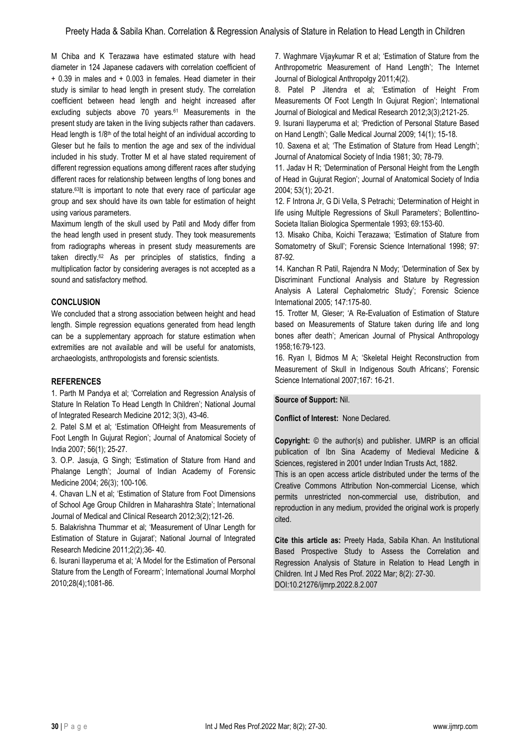M Chiba and K Terazawa have estimated stature with head diameter in 124 Japanese cadavers with correlation coefficient of + 0.39 in males and + 0.003 in females. Head diameter in their study is similar to head length in present study. The correlation coefficient between head length and height increased after excluding subjects above 70 years.[61] Measurements in the present study are taken in the living subjects rather than cadavers. Head length is 1/8th of the total height of an individual according to Gleser but he fails to mention the age and sex of the individual included in his study. Trotter M et al have stated requirement of different regression equations among different races after studying different races for relationship between lengths of long bones and stature.[63]It is important to note that every race of particular age group and sex should have its own table for estimation of height using various parameters.

Maximum length of the skull used by Patil and Mody differ from the head length used in present study. They took measurements from radiographs whereas in present study measurements are taken directly.[62] As per principles of statistics, finding a multiplication factor by considering averages is not accepted as a sound and satisfactory method.

## CONCLUSION

We concluded that a strong association between height and head length. Simple regression equations generated from head length can be a supplementary approach for stature estimation when extremities are not available and will be useful for anatomists, archaeologists, anthropologists and forensic scientists.

## REFERENCES

1. Parth M Pandya et al; 'Correlation and Regression Analysis of Stature In Relation To Head Length In Children'; National Journal of Integrated Research Medicine 2012; 3(3), 43-46.
2. Patel S.M et al; 'Estimation OfHeight from Measurements of Foot Length In Gujurat Region'; Journal of Anatomical Society of India 2007; 56(1); 25-27.
3. O.P. Jasuja, G Singh; 'Estimation of Stature from Hand and Phalange Length'; Journal of Indian Academy of Forensic Medicine 2004; 26(3); 100-106.
4. Chavan L.N et al; 'Estimation of Stature from Foot Dimensions of School Age Group Children in Maharashtra State'; International Journal of Medical and Clinical Research 2012;3(2);121-26.
5. Balakrishna Thummar et al; 'Measurement of Ulnar Length for Estimation of Stature in Gujarat'; National Journal of Integrated Research Medicine 2011;2(2);36- 40.
6. Isurani Ilayperuma et al; 'A Model for the Estimation of Personal Stature from the Length of Forearm'; International Journal Morphol 2010;28(4);1081-86.
7. Waghmare Vijaykumar R et al; 'Estimation of Stature from the Anthropometric Measurement of Hand Length'; The Internet Journal of Biological Anthropolgy 2011;4(2).
8. Patel P Jitendra et al; 'Estimation of Height From Measurements Of Foot Length In Gujurat Region'; International Journal of Biological and Medical Research 2012;3(3);2121-25.
9. Isurani Ilayperuma et al; 'Prediction of Personal Stature Based on Hand Length'; Galle Medical Journal 2009; 14(1); 15-18.
10. Saxena et al; 'The Estimation of Stature from Head Length'; Journal of Anatomical Society of India 1981; 30; 78-79.
11. Jadav H R; 'Determination of Personal Height from the Length of Head in Gujarat Region'; Journal of Anatomical Society of India 2004; 53(1); 20-21.
12. F Introna Jr, G Di Vella, S Petrachi; 'Determination of Height in life using Multiple Regressions of Skull Parameters'; Bollenttino-Societa Italian Biologica Spermentale 1993; 69:153-60.
13. Misako Chiba, Koichi Terazawa; 'Estimation of Stature from Somatometry of Skull'; Forensic Science International 1998; 97: 87-92.
14. Kanchan R Patil, Rajendra N Mody; 'Determination of Sex by Discriminant Functional Analysis and Stature by Regression Analysis A Lateral Cephalometric Study'; Forensic Science International 2005; 147:175-80.
15. Trotter M, Gleser; 'A Re-Evaluation of Estimation of Stature based on Measurements of Stature taken during life and long bones after death'; American Journal of Physical Anthropology 1958;16:79-123.
16. Ryan I, Bidmos M A; 'Skeletal Height Reconstruction from Measurement of Skull in Indigenous South Africans'; Forensic Science International 2007;167: 16-21.

**Source of Support:** Nil.

**Conflict of Interest:** None Declared.

**Copyright:** © the author(s) and publisher. IJMRP is an official publication of Ibn Sina Academy of Medieval Medicine & Sciences, registered in 2001 under Indian Trusts Act, 1882.

This is an open access article distributed under the terms of the Creative Commons Attribution Non-commercial License, which permits unrestricted non-commercial use, distribution, and reproduction in any medium, provided the original work is properly cited.

**Cite this article as:** Preety Hada, Sabila Khan. An Institutional Based Prospective Study to Assess the Correlation and Regression Analysis of Stature in Relation to Head Length in Children. Int J Med Res Prof. 2022 Mar; 8(2): 27-30. DOI:10.21276/ijmrp.2022.8.2.007